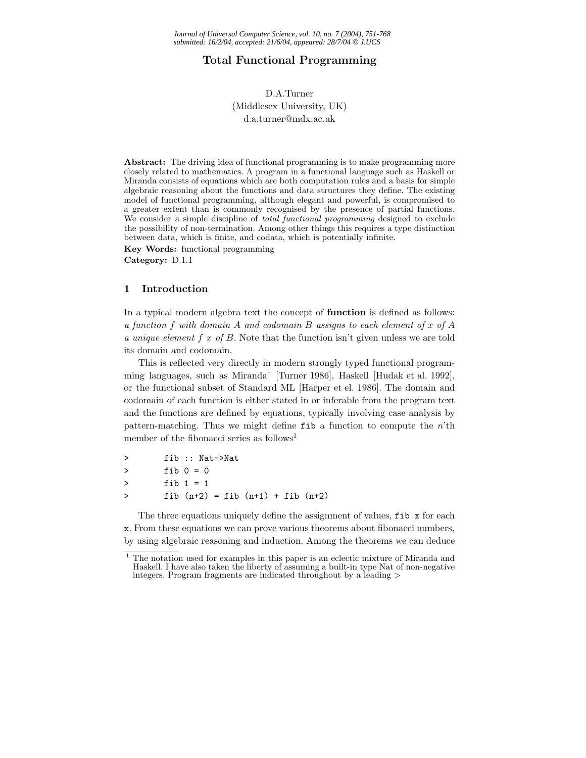# Total Functional Programming

D.A.Turner
(Middlesex University, UK)
d.a.turner@mdx.ac.uk

**Abstract:** The driving idea of functional programming is to make programming more closely related to mathematics. A program in a functional language such as Haskell or Miranda consists of equations which are both computation rules and a basis for simple algebraic reasoning about the functions and data structures they define. The existing model of functional programming, although elegant and powerful, is compromised to a greater extent than is commonly recognised by the presence of partial functions. We consider a simple discipline of *total functional programming* designed to exclude the possibility of non-termination. Among other things this requires a type distinction between data, which is finite, and codata, which is potentially infinite.

**Key Words:** functional programming
**Category:** D.1.1

## 1 Introduction

In a typical modern algebra text the concept of **function** is defined as follows: *a function f with domain A and codomain B assigns to each element of x of A a unique element f x of B*. Note that the function isn't given unless we are told its domain and codomain.

This is reflected very directly in modern strongly typed functional programming languages, such as Miranda† [Turner 1986], Haskell [Hudak et al. 1992], or the functional subset of Standard ML [Harper et el. 1986]. The domain and codomain of each function is either stated in or inferable from the program text and the functions are defined by equations, typically involving case analysis by pattern-matching. Thus we might define `fib` a function to compute the $n$'th member of the fibonacci series as follows[1]

```
>       fib :: Nat->Nat
>       fib 0 = 0
>       fib 1 = 1
>       fib (n+2) = fib (n+1) + fib (n+2)
```

The three equations uniquely define the assignment of values, `fib x` for each `x`. From these equations we can prove various theorems about fibonacci numbers, by using algebraic reasoning and induction. Among the theorems we can deduce

[1] The notation used for examples in this paper is an eclectic mixture of Miranda and Haskell. I have also taken the liberty of assuming a built-in type Nat of non-negative integers. Program fragments are indicated throughout by a leading >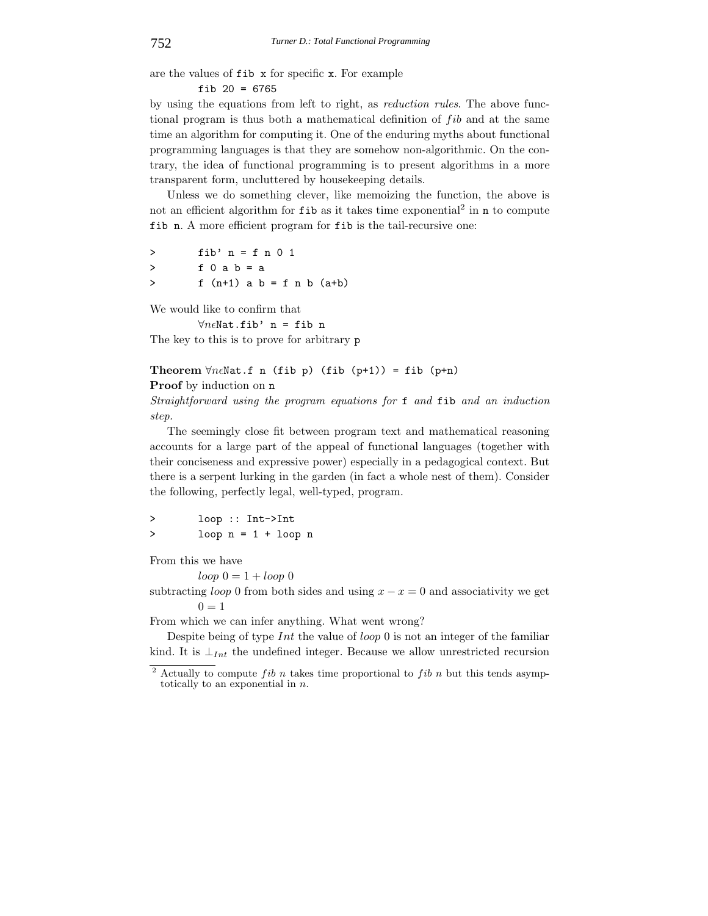are the values of `fib x` for specific `x`. For example

```
fib 20 = 6765
```

by using the equations from left to right, as *reduction rules*. The above functional program is thus both a mathematical definition of *fib* and at the same time an algorithm for computing it. One of the enduring myths about functional programming languages is that they are somehow non-algorithmic. On the contrary, the idea of functional programming is to present algorithms in a more transparent form, uncluttered by housekeeping details.

Unless we do something clever, like memoizing the function, the above is not an efficient algorithm for `fib` as it takes time exponential[2] in `n` to compute `fib n`. A more efficient program for `fib` is the tail-recursive one:

```
>        fib' n = f n 0 1
>        f 0 a b = a
>        f (n+1) a b = f n b (a+b)
```

We would like to confirm that

$\forall n \epsilon$`Nat.fib' n = fib n`

The key to this is to prove for arbitrary `p`

**Theorem** $\forall n \epsilon$`Nat.f n (fib p) (fib (p+1)) = fib (p+n)`

**Proof** by induction on `n`

*Straightforward using the program equations for* `f` *and* `fib` *and an induction step.*

The seemingly close fit between program text and mathematical reasoning accounts for a large part of the appeal of functional languages (together with their conciseness and expressive power) especially in a pedagogical context. But there is a serpent lurking in the garden (in fact a whole nest of them). Consider the following, perfectly legal, well-typed, program.

```
>        loop :: Int->Int
>        loop n = 1 + loop n
```

From this we have

$loop\ 0 = 1 + loop\ 0$

subtracting $loop\ 0$ from both sides and using $x - x = 0$ and associativity we get

$0 = 1$

From which we can infer anything. What went wrong?

Despite being of type $Int$ the value of $loop\ 0$ is not an integer of the familiar kind. It is $\bot_{Int}$ the undefined integer. Because we allow unrestricted recursion

[2] Actually to compute $fib\ n$ takes time proportional to $fib\ n$ but this tends asymptotically to an exponential in $n$.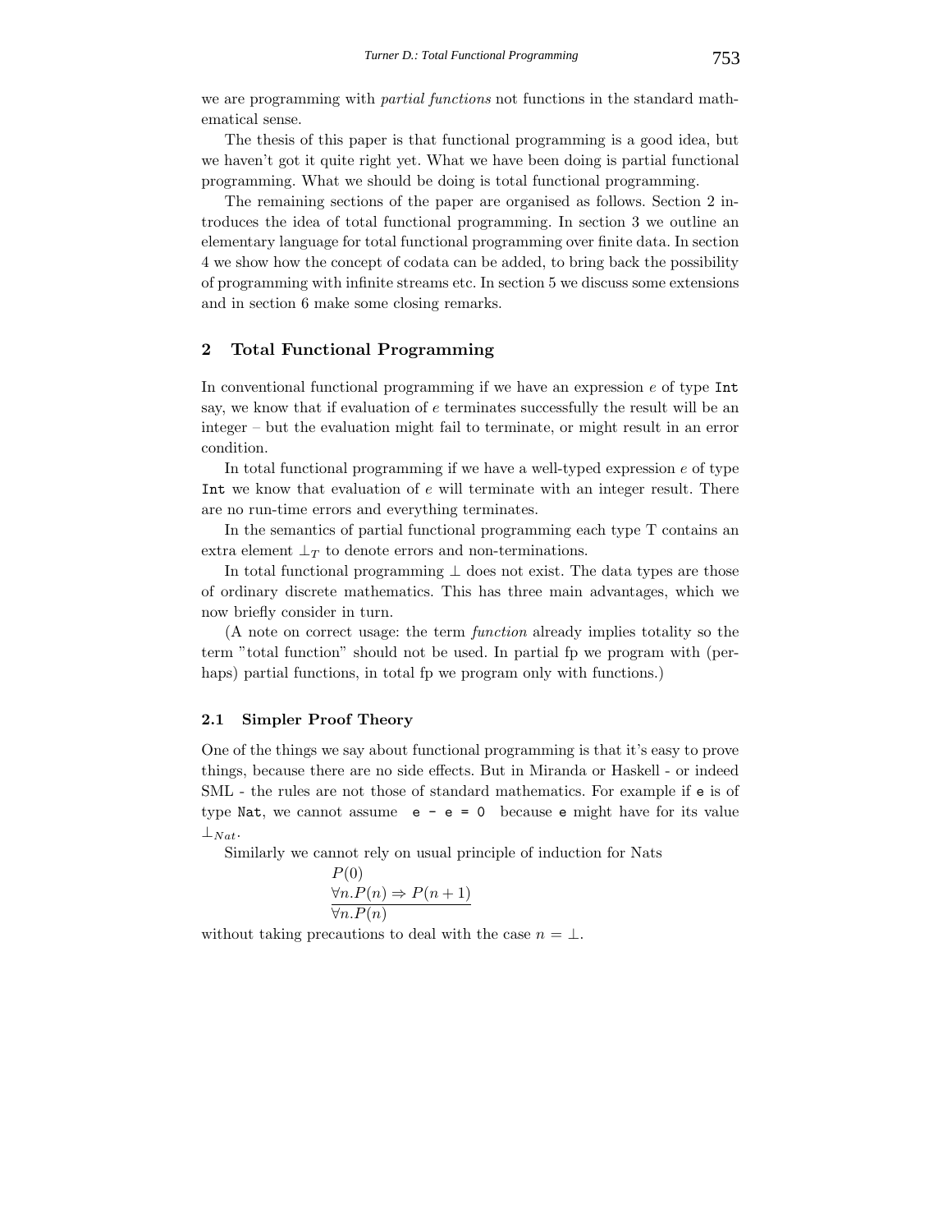we are programming with *partial functions* not functions in the standard mathematical sense.

The thesis of this paper is that functional programming is a good idea, but we haven't got it quite right yet. What we have been doing is partial functional programming. What we should be doing is total functional programming.

The remaining sections of the paper are organised as follows. Section 2 introduces the idea of total functional programming. In section 3 we outline an elementary language for total functional programming over finite data. In section 4 we show how the concept of codata can be added, to bring back the possibility of programming with infinite streams etc. In section 5 we discuss some extensions and in section 6 make some closing remarks.

## 2 Total Functional Programming

In conventional functional programming if we have an expression $e$ of type `Int` say, we know that if evaluation of $e$ terminates successfully the result will be an integer – but the evaluation might fail to terminate, or might result in an error condition.

In total functional programming if we have a well-typed expression $e$ of type `Int` we know that evaluation of $e$ will terminate with an integer result. There are no run-time errors and everything terminates.

In the semantics of partial functional programming each type T contains an extra element $\bot_T$ to denote errors and non-terminations.

In total functional programming $\bot$ does not exist. The data types are those of ordinary discrete mathematics. This has three main advantages, which we now briefly consider in turn.

(A note on correct usage: the term *function* already implies totality so the term "total function" should not be used. In partial fp we program with (perhaps) partial functions, in total fp we program only with functions.)

### 2.1 Simpler Proof Theory

One of the things we say about functional programming is that it's easy to prove things, because there are no side effects. But in Miranda or Haskell - or indeed SML - the rules are not those of standard mathematics. For example if `e` is of type `Nat`, we cannot assume `e - e = 0` because `e` might have for its value $\bot_{Nat}$.

Similarly we cannot rely on usual principle of induction for Nats

$$\frac{\begin{array}{l} P(0) \\ \forall n.P(n) \Rightarrow P(n+1) \end{array}}{\forall n.P(n)}$$

without taking precautions to deal with the case $n = \bot$.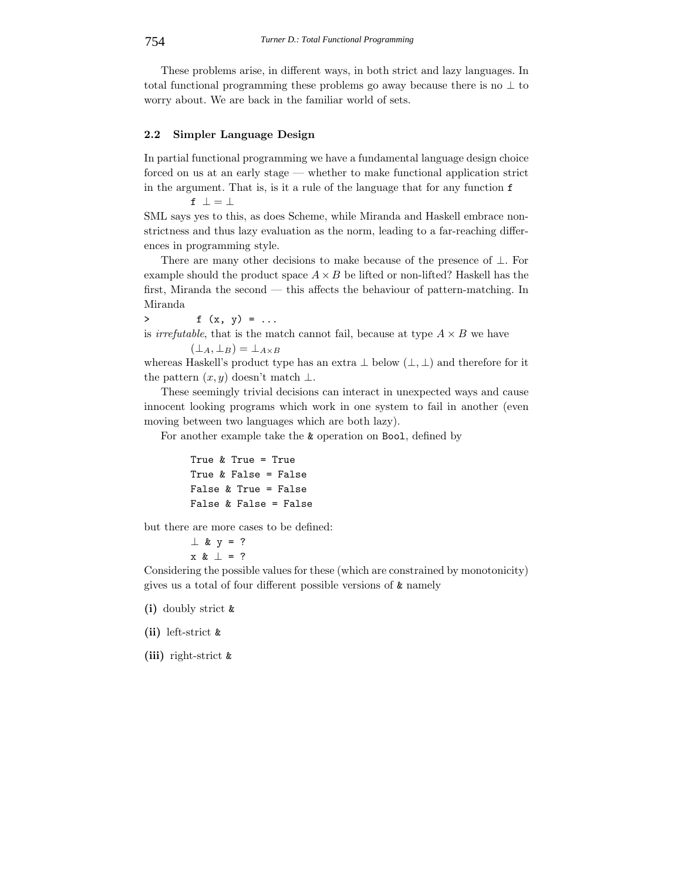These problems arise, in different ways, in both strict and lazy languages. In total functional programming these problems go away because there is no $\perp$ to worry about. We are back in the familiar world of sets.

### 2.2 Simpler Language Design

In partial functional programming we have a fundamental language design choice forced on us at an early stage — whether to make functional application strict in the argument. That is, is it a rule of the language that for any function `f`

$$\texttt{f}\ \perp = \perp$$

SML says yes to this, as does Scheme, while Miranda and Haskell embrace non-strictness and thus lazy evaluation as the norm, leading to a far-reaching differences in programming style.

There are many other decisions to make because of the presence of $\perp$. For example should the product space $A \times B$ be lifted or non-lifted? Haskell has the first, Miranda the second — this affects the behaviour of pattern-matching. In Miranda

```
>        f (x, y) = ...
```

is *irrefutable*, that is the match cannot fail, because at type $A \times B$ we have

$$(\perp_A, \perp_B) = \perp_{A\times B}$$

whereas Haskell's product type has an extra $\perp$ below $(\perp, \perp)$ and therefore for it the pattern $(x, y)$ doesn't match $\perp$.

These seemingly trivial decisions can interact in unexpected ways and cause innocent looking programs which work in one system to fail in another (even moving between two languages which are both lazy).

For another example take the `&` operation on `Bool`, defined by

```
True & True = True
True & False = False
False & True = False
False & False = False
```

but there are more cases to be defined:

```
⊥ & y = ?
x & ⊥ = ?
```

Considering the possible values for these (which are constrained by monotonicity) gives us a total of four different possible versions of `&` namely

**(i)** doubly strict `&`

**(ii)** left-strict `&`

**(iii)** right-strict `&`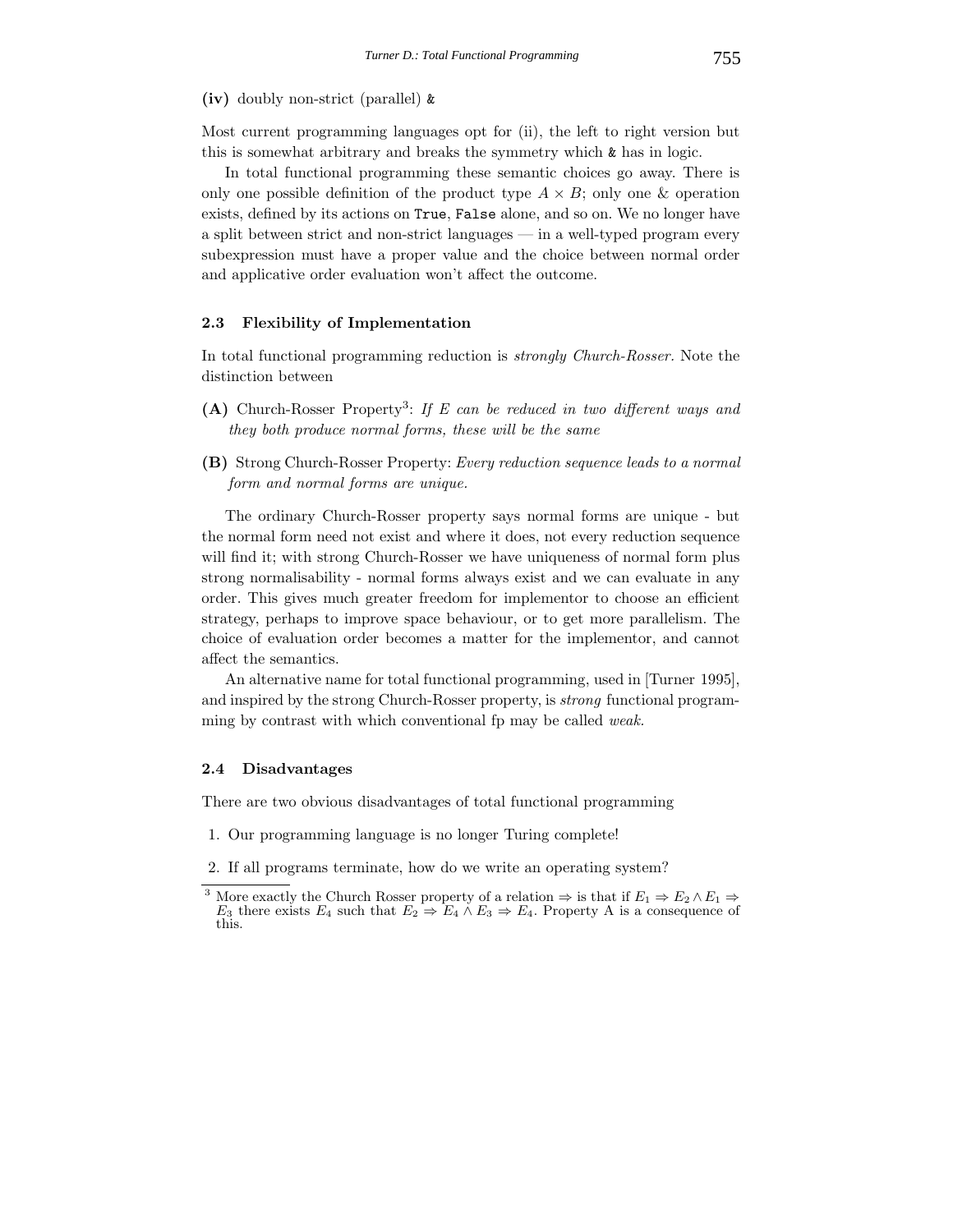**(iv)** doubly non-strict (parallel) `&`

Most current programming languages opt for (ii), the left to right version but this is somewhat arbitrary and breaks the symmetry which `&` has in logic.

In total functional programming these semantic choices go away. There is only one possible definition of the product type $A \times B$; only one & operation exists, defined by its actions on `True`, `False` alone, and so on. We no longer have a split between strict and non-strict languages — in a well-typed program every subexpression must have a proper value and the choice between normal order and applicative order evaluation won't affect the outcome.

### 2.3 Flexibility of Implementation

In total functional programming reduction is *strongly Church-Rosser.* Note the distinction between

**(A)** Church-Rosser Property[3]: *If E can be reduced in two different ways and they both produce normal forms, these will be the same*

**(B)** Strong Church-Rosser Property: *Every reduction sequence leads to a normal form and normal forms are unique.*

The ordinary Church-Rosser property says normal forms are unique - but the normal form need not exist and where it does, not every reduction sequence will find it; with strong Church-Rosser we have uniqueness of normal form plus strong normalisability - normal forms always exist and we can evaluate in any order. This gives much greater freedom for implementor to choose an efficient strategy, perhaps to improve space behaviour, or to get more parallelism. The choice of evaluation order becomes a matter for the implementor, and cannot affect the semantics.

An alternative name for total functional programming, used in [Turner 1995], and inspired by the strong Church-Rosser property, is *strong* functional programming by contrast with which conventional fp may be called *weak.*

### 2.4 Disadvantages

There are two obvious disadvantages of total functional programming

1. Our programming language is no longer Turing complete!
2. If all programs terminate, how do we write an operating system?

[3] More exactly the Church Rosser property of a relation $\Rightarrow$ is that if $E_1 \Rightarrow E_2 \wedge E_1 \Rightarrow E_3$ there exists $E_4$ such that $E_2 \Rightarrow E_4 \wedge E_3 \Rightarrow E_4$. Property A is a consequence of this.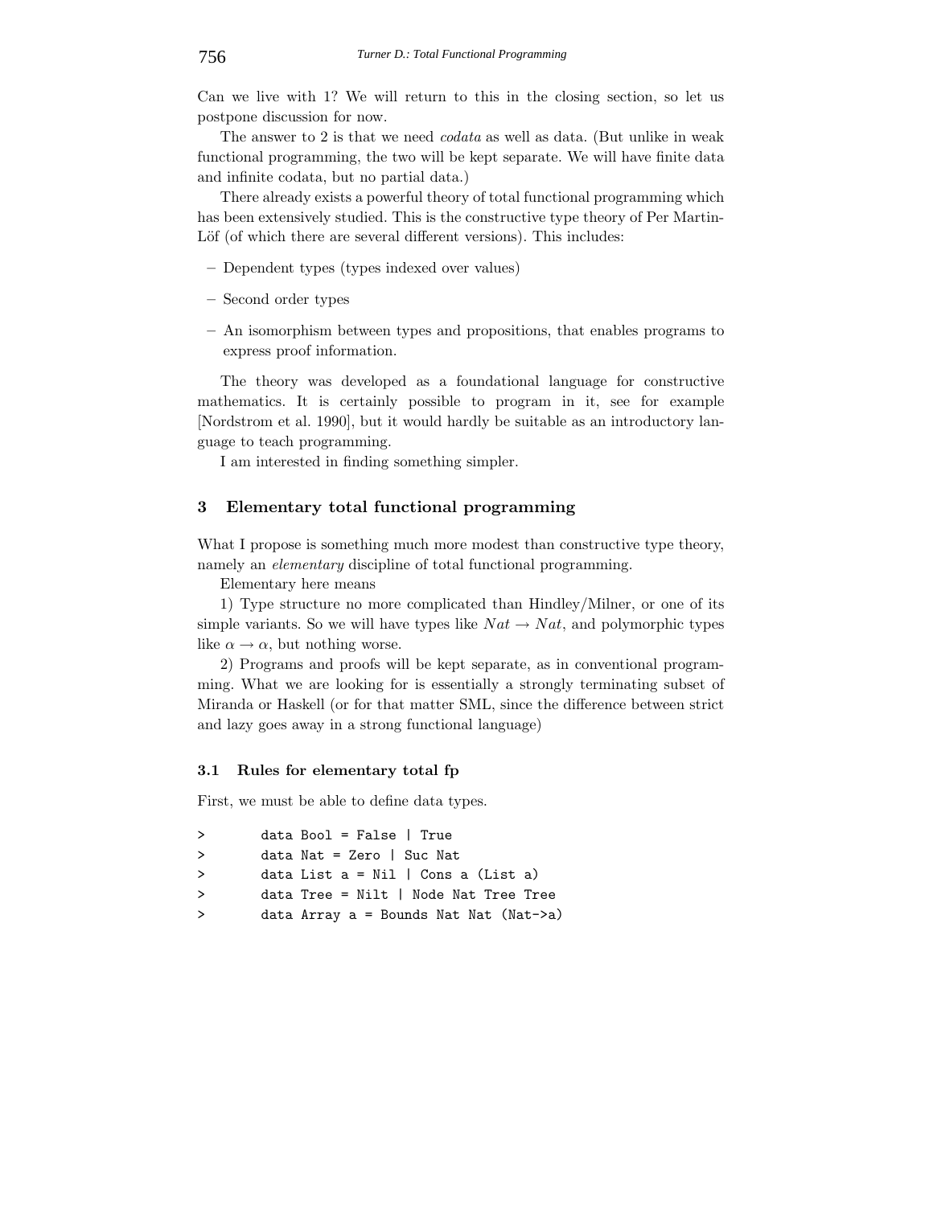Can we live with 1? We will return to this in the closing section, so let us postpone discussion for now.

The answer to 2 is that we need *codata* as well as data. (But unlike in weak functional programming, the two will be kept separate. We will have finite data and infinite codata, but no partial data.)

There already exists a powerful theory of total functional programming which has been extensively studied. This is the constructive type theory of Per Martin-Löf (of which there are several different versions). This includes:

- Dependent types (types indexed over values)
- Second order types
- An isomorphism between types and propositions, that enables programs to express proof information.

The theory was developed as a foundational language for constructive mathematics. It is certainly possible to program in it, see for example [Nordstrom et al. 1990], but it would hardly be suitable as an introductory language to teach programming.

I am interested in finding something simpler.

## 3 Elementary total functional programming

What I propose is something much more modest than constructive type theory, namely an *elementary* discipline of total functional programming.

Elementary here means

1) Type structure no more complicated than Hindley/Milner, or one of its simple variants. So we will have types like $Nat \rightarrow Nat$, and polymorphic types like $\alpha \rightarrow \alpha$, but nothing worse.

2) Programs and proofs will be kept separate, as in conventional programming. What we are looking for is essentially a strongly terminating subset of Miranda or Haskell (or for that matter SML, since the difference between strict and lazy goes away in a strong functional language)

### 3.1 Rules for elementary total fp

First, we must be able to define data types.

```
>       data Bool = False | True
>       data Nat = Zero | Suc Nat
>       data List a = Nil | Cons a (List a)
>       data Tree = Nilt | Node Nat Tree Tree
>       data Array a = Bounds Nat Nat (Nat->a)
```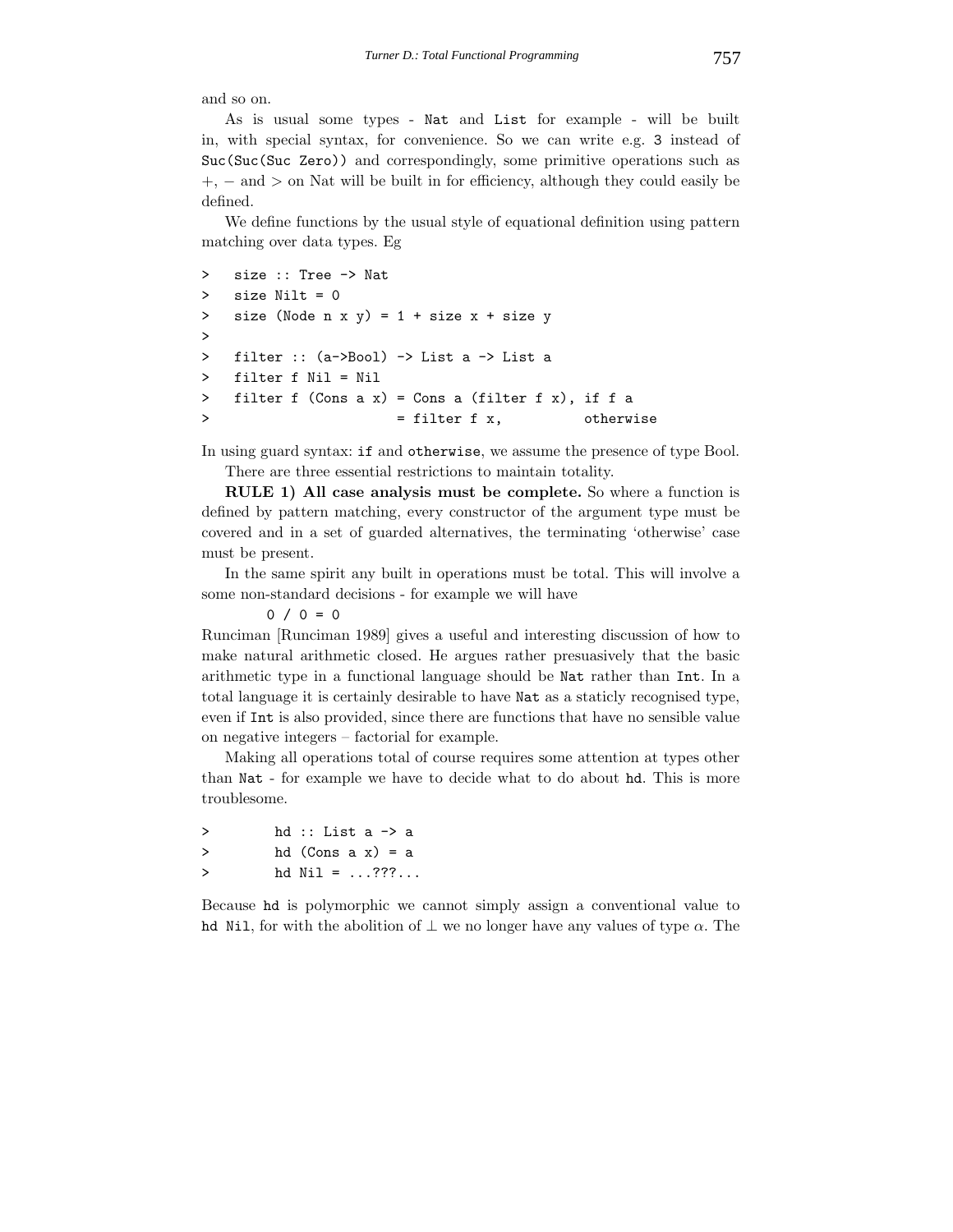and so on.

As is usual some types - `Nat` and `List` for example - will be built in, with special syntax, for convenience. So we can write e.g. `3` instead of `Suc(Suc(Suc Zero))` and correspondingly, some primitive operations such as $+$, $-$ and $>$ on Nat will be built in for efficiency, although they could easily be defined.

We define functions by the usual style of equational definition using pattern matching over data types. Eg

```
>   size :: Tree -> Nat
>   size Nilt = 0
>   size (Node n x y) = 1 + size x + size y
>
>   filter :: (a->Bool) -> List a -> List a
>   filter f Nil = Nil
>   filter f (Cons a x) = Cons a (filter f x), if f a
>                       = filter f x,          otherwise
```

In using guard syntax: `if` and `otherwise`, we assume the presence of type Bool.

There are three essential restrictions to maintain totality.

**RULE 1) All case analysis must be complete.** So where a function is defined by pattern matching, every constructor of the argument type must be covered and in a set of guarded alternatives, the terminating 'otherwise' case must be present.

In the same spirit any built in operations must be total. This will involve a some non-standard decisions - for example we will have

```
0 / 0 = 0
```

Runciman [Runciman 1989] gives a useful and interesting discussion of how to make natural arithmetic closed. He argues rather presuasively that the basic arithmetic type in a functional language should be `Nat` rather than `Int`. In a total language it is certainly desirable to have `Nat` as a staticly recognised type, even if `Int` is also provided, since there are functions that have no sensible value on negative integers – factorial for example.

Making all operations total of course requires some attention at types other than `Nat` - for example we have to decide what to do about `hd`. This is more troublesome.

```
>         hd :: List a -> a
>         hd (Cons a x) = a
>         hd Nil = ...???...
```

Because `hd` is polymorphic we cannot simply assign a conventional value to `hd Nil`, for with the abolition of $\perp$ we no longer have any values of type $\alpha$. The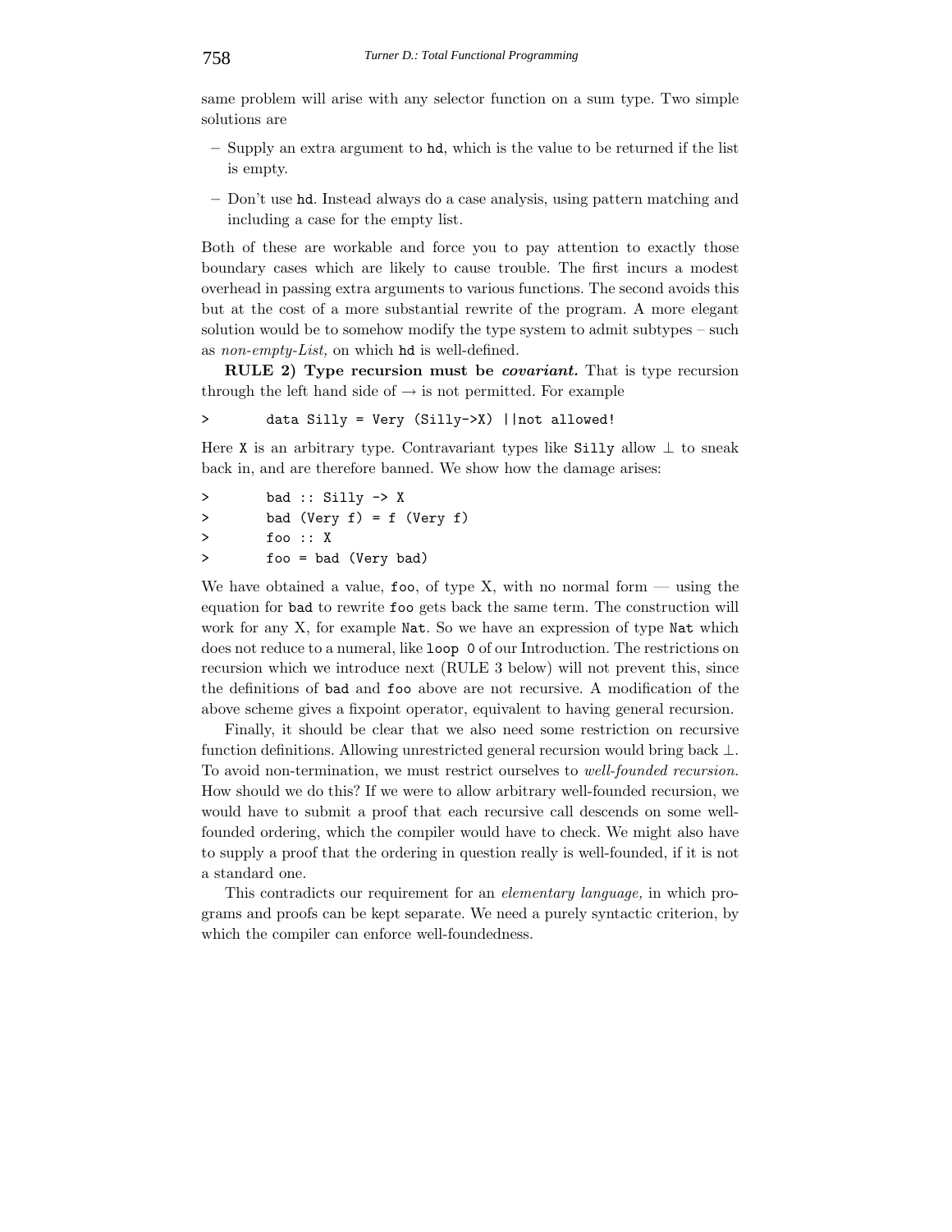same problem will arise with any selector function on a sum type. Two simple solutions are

- Supply an extra argument to `hd`, which is the value to be returned if the list is empty.
- Don't use `hd`. Instead always do a case analysis, using pattern matching and including a case for the empty list.

Both of these are workable and force you to pay attention to exactly those boundary cases which are likely to cause trouble. The first incurs a modest overhead in passing extra arguments to various functions. The second avoids this but at the cost of a more substantial rewrite of the program. A more elegant solution would be to somehow modify the type system to admit subtypes – such as *non-empty-List,* on which `hd` is well-defined.

**RULE 2) Type recursion must be *covariant.*** That is type recursion through the left hand side of $\rightarrow$ is not permitted. For example

```
>       data Silly = Very (Silly->X) ||not allowed!
```

Here `X` is an arbitrary type. Contravariant types like `Silly` allow $\perp$ to sneak back in, and are therefore banned. We show how the damage arises:

```
>       bad :: Silly -> X
>       bad (Very f) = f (Very f)
>       foo :: X
>       foo = bad (Very bad)
```

We have obtained a value, `foo`, of type X, with no normal form — using the equation for `bad` to rewrite `foo` gets back the same term. The construction will work for any X, for example `Nat`. So we have an expression of type `Nat` which does not reduce to a numeral, like `loop 0` of our Introduction. The restrictions on recursion which we introduce next (RULE 3 below) will not prevent this, since the definitions of `bad` and `foo` above are not recursive. A modification of the above scheme gives a fixpoint operator, equivalent to having general recursion.

Finally, it should be clear that we also need some restriction on recursive function definitions. Allowing unrestricted general recursion would bring back $\perp$. To avoid non-termination, we must restrict ourselves to *well-founded recursion.* How should we do this? If we were to allow arbitrary well-founded recursion, we would have to submit a proof that each recursive call descends on some well-founded ordering, which the compiler would have to check. We might also have to supply a proof that the ordering in question really is well-founded, if it is not a standard one.

This contradicts our requirement for an *elementary language,* in which programs and proofs can be kept separate. We need a purely syntactic criterion, by which the compiler can enforce well-foundedness.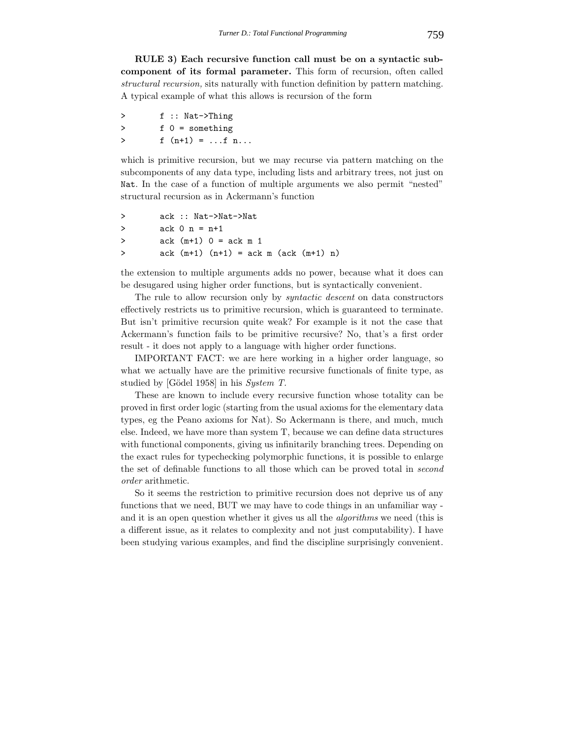**RULE 3) Each recursive function call must be on a syntactic subcomponent of its formal parameter.** This form of recursion, often called *structural recursion,* sits naturally with function definition by pattern matching. A typical example of what this allows is recursion of the form

```
>       f :: Nat->Thing
>       f 0 = something
>       f (n+1) = ...f n...
```

which is primitive recursion, but we may recurse via pattern matching on the subcomponents of any data type, including lists and arbitrary trees, not just on `Nat`. In the case of a function of multiple arguments we also permit "nested" structural recursion as in Ackermann's function

```
>       ack :: Nat->Nat->Nat
>       ack 0 n = n+1
>       ack (m+1) 0 = ack m 1
>       ack (m+1) (n+1) = ack m (ack (m+1) n)
```

the extension to multiple arguments adds no power, because what it does can be desugared using higher order functions, but is syntactically convenient.

The rule to allow recursion only by *syntactic descent* on data constructors effectively restricts us to primitive recursion, which is guaranteed to terminate. But isn't primitive recursion quite weak? For example is it not the case that Ackermann's function fails to be primitive recursive? No, that's a first order result - it does not apply to a language with higher order functions.

IMPORTANT FACT: we are here working in a higher order language, so what we actually have are the primitive recursive functionals of finite type, as studied by [Gödel 1958] in his *System T.*

These are known to include every recursive function whose totality can be proved in first order logic (starting from the usual axioms for the elementary data types, eg the Peano axioms for Nat). So Ackermann is there, and much, much else. Indeed, we have more than system T, because we can define data structures with functional components, giving us infinitarily branching trees. Depending on the exact rules for typechecking polymorphic functions, it is possible to enlarge the set of definable functions to all those which can be proved total in *second order* arithmetic.

So it seems the restriction to primitive recursion does not deprive us of any functions that we need, BUT we may have to code things in an unfamiliar way - and it is an open question whether it gives us all the *algorithms* we need (this is a different issue, as it relates to complexity and not just computability). I have been studying various examples, and find the discipline surprisingly convenient.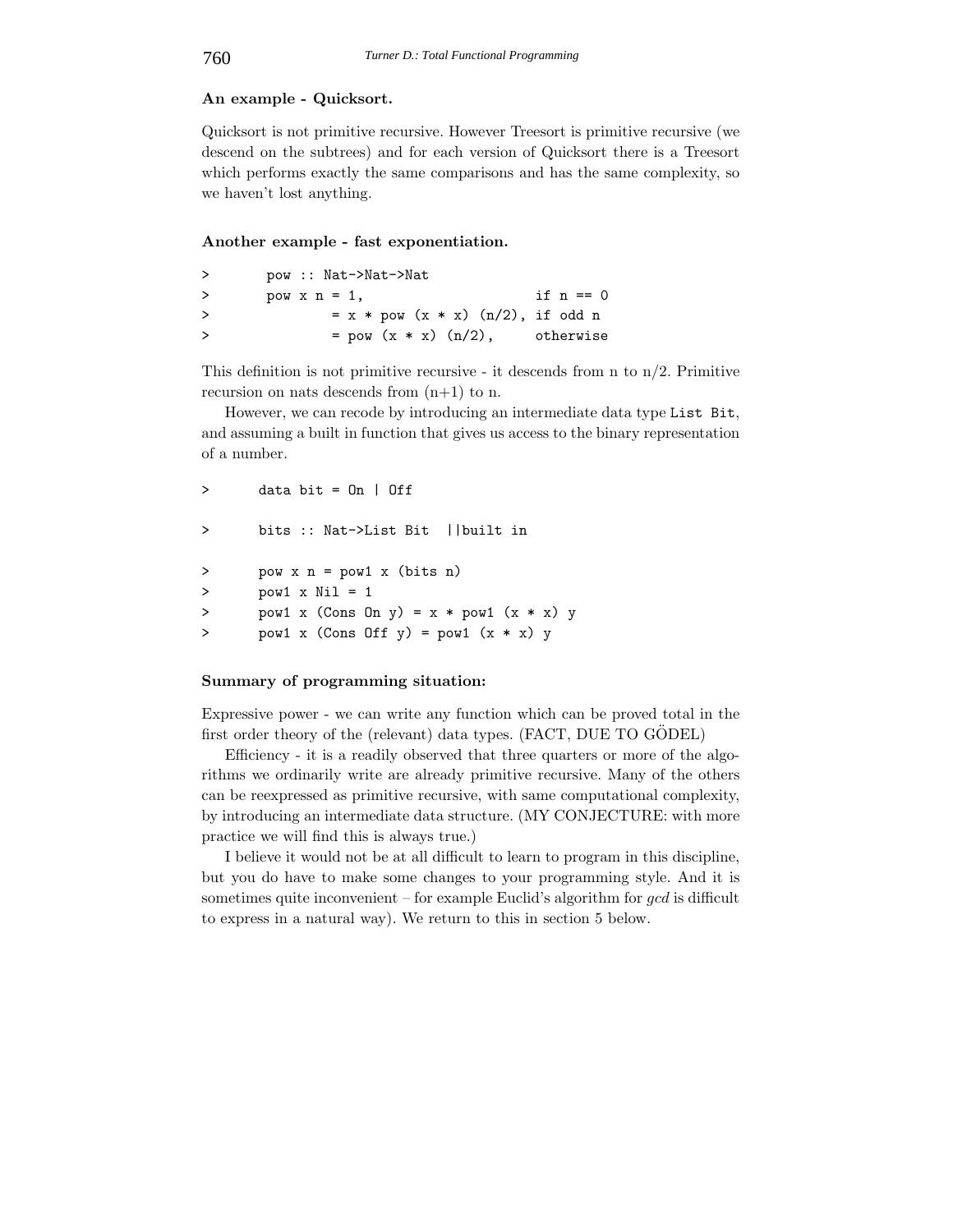**An example - Quicksort.**

Quicksort is not primitive recursive. However Treesort is primitive recursive (we descend on the subtrees) and for each version of Quicksort there is a Treesort which performs exactly the same comparisons and has the same complexity, so we haven't lost anything.

**Another example - fast exponentiation.**

```
>       pow :: Nat->Nat->Nat
>       pow x n = 1,                      if n == 0
>               = x * pow (x * x) (n/2), if odd n
>               = pow (x * x) (n/2),     otherwise
```

This definition is not primitive recursive - it descends from n to n/2. Primitive recursion on nats descends from (n+1) to n.

However, we can recode by introducing an intermediate data type `List Bit`, and assuming a built in function that gives us access to the binary representation of a number.

```
>       data bit = On | Off

>       bits :: Nat->List Bit  ||built in

>       pow x n = pow1 x (bits n)
>       pow1 x Nil = 1
>       pow1 x (Cons On y) = x * pow1 (x * x) y
>       pow1 x (Cons Off y) = pow1 (x * x) y
```

**Summary of programming situation:**

Expressive power - we can write any function which can be proved total in the first order theory of the (relevant) data types. (FACT, DUE TO GÖDEL)

Efficiency - it is a readily observed that three quarters or more of the algorithms we ordinarily write are already primitive recursive. Many of the others can be reexpressed as primitive recursive, with same computational complexity, by introducing an intermediate data structure. (MY CONJECTURE: with more practice we will find this is always true.)

I believe it would not be at all difficult to learn to program in this discipline, but you do have to make some changes to your programming style. And it is sometimes quite inconvenient – for example Euclid's algorithm for *gcd* is difficult to express in a natural way). We return to this in section 5 below.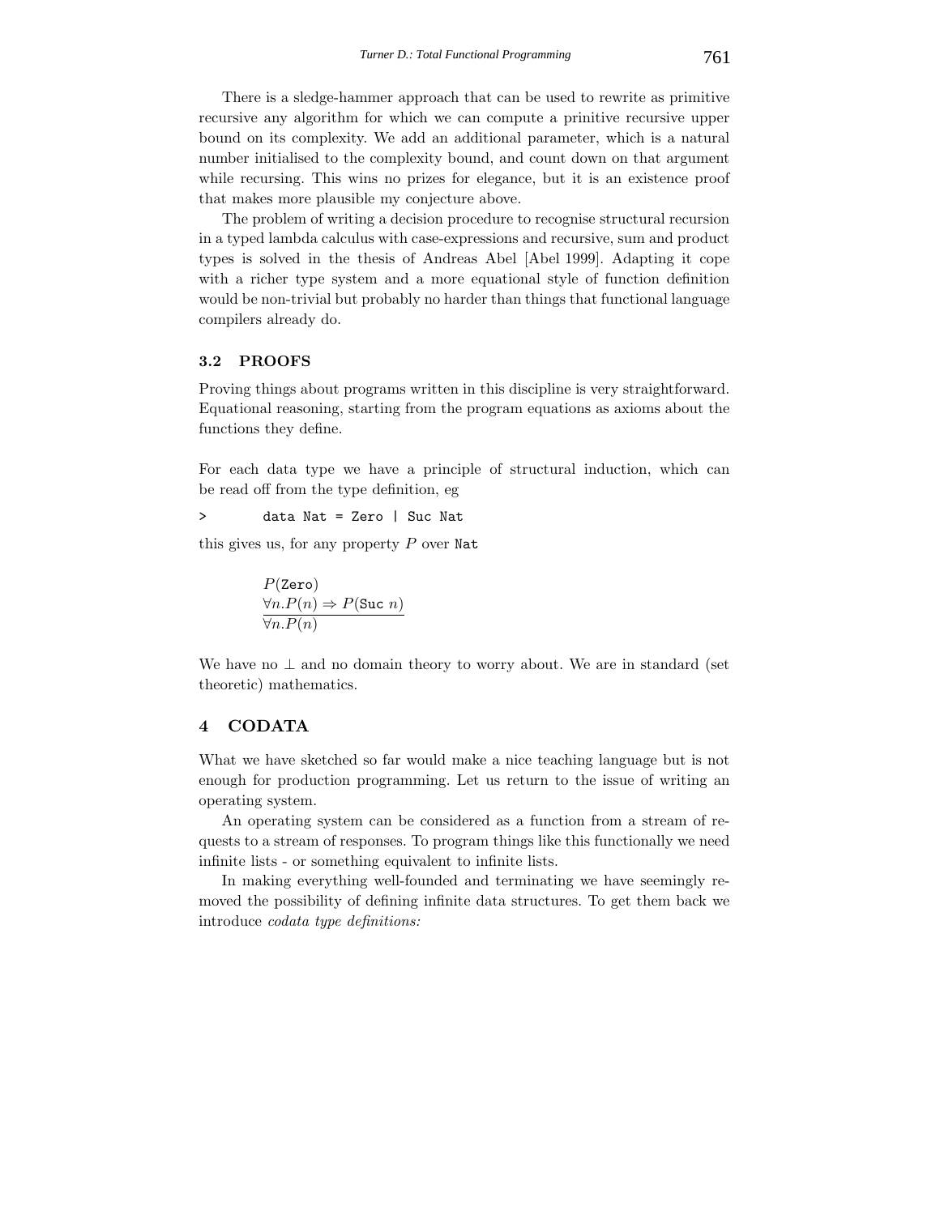There is a sledge-hammer approach that can be used to rewrite as primitive recursive any algorithm for which we can compute a prinitive recursive upper bound on its complexity. We add an additional parameter, which is a natural number initialised to the complexity bound, and count down on that argument while recursing. This wins no prizes for elegance, but it is an existence proof that makes more plausible my conjecture above.

The problem of writing a decision procedure to recognise structural recursion in a typed lambda calculus with case-expressions and recursive, sum and product types is solved in the thesis of Andreas Abel [Abel 1999]. Adapting it cope with a richer type system and a more equational style of function definition would be non-trivial but probably no harder than things that functional language compilers already do.

### 3.2 PROOFS

Proving things about programs written in this discipline is very straightforward. Equational reasoning, starting from the program equations as axioms about the functions they define.

For each data type we have a principle of structural induction, which can be read off from the type definition, eg

```
>       data Nat = Zero | Suc Nat
```

this gives us, for any property $P$ over `Nat`

$$\frac{\begin{array}{l}P(\texttt{Zero}) \\ \forall n.P(n) \Rightarrow P(\texttt{Suc}\ n)\end{array}}{\forall n.P(n)}$$

We have no $\perp$ and no domain theory to worry about. We are in standard (set theoretic) mathematics.

## 4 CODATA

What we have sketched so far would make a nice teaching language but is not enough for production programming. Let us return to the issue of writing an operating system.

An operating system can be considered as a function from a stream of requests to a stream of responses. To program things like this functionally we need infinite lists - or something equivalent to infinite lists.

In making everything well-founded and terminating we have seemingly removed the possibility of defining infinite data structures. To get them back we introduce *codata type definitions:*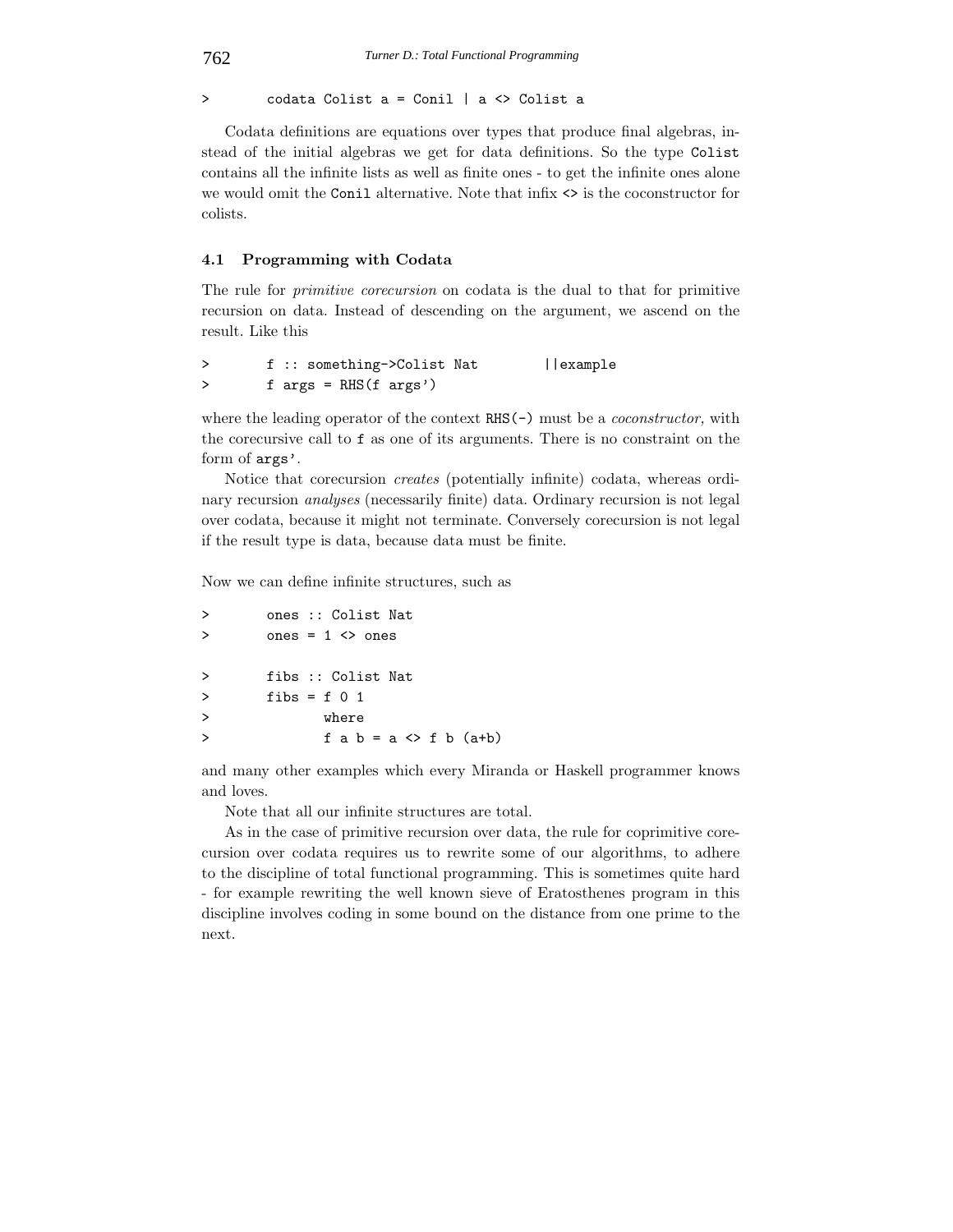```
>       codata Colist a = Conil | a <> Colist a
```

Codata definitions are equations over types that produce final algebras, instead of the initial algebras we get for data definitions. So the type `Colist` contains all the infinite lists as well as finite ones - to get the infinite ones alone we would omit the `Conil` alternative. Note that infix `<>` is the coconstructor for colists.

### 4.1 Programming with Codata

The rule for *primitive corecursion* on codata is the dual to that for primitive recursion on data. Instead of descending on the argument, we ascend on the result. Like this

```
>       f :: something->Colist Nat        ||example
>       f args = RHS(f args')
```

where the leading operator of the context `RHS(-)` must be a *coconstructor,* with the corecursive call to `f` as one of its arguments. There is no constraint on the form of `args'`.

Notice that corecursion *creates* (potentially infinite) codata, whereas ordinary recursion *analyses* (necessarily finite) data. Ordinary recursion is not legal over codata, because it might not terminate. Conversely corecursion is not legal if the result type is data, because data must be finite.

Now we can define infinite structures, such as

```
>       ones :: Colist Nat
>       ones = 1 <> ones

>       fibs :: Colist Nat
>       fibs = f 0 1
>              where
>              f a b = a <> f b (a+b)
```

and many other examples which every Miranda or Haskell programmer knows and loves.

Note that all our infinite structures are total.

As in the case of primitive recursion over data, the rule for coprimitive corecursion over codata requires us to rewrite some of our algorithms, to adhere to the discipline of total functional programming. This is sometimes quite hard - for example rewriting the well known sieve of Eratosthenes program in this discipline involves coding in some bound on the distance from one prime to the next.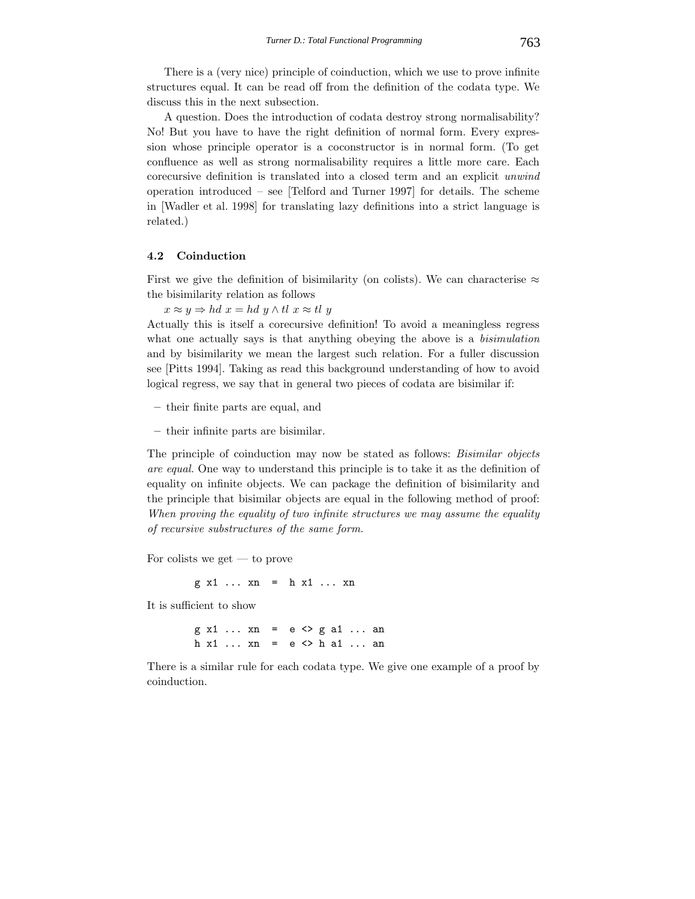There is a (very nice) principle of coinduction, which we use to prove infinite structures equal. It can be read off from the definition of the codata type. We discuss this in the next subsection.

A question. Does the introduction of codata destroy strong normalisability? No! But you have to have the right definition of normal form. Every expression whose principle operator is a coconstructor is in normal form. (To get confluence as well as strong normalisability requires a little more care. Each corecursive definition is translated into a closed term and an explicit *unwind* operation introduced – see [Telford and Turner 1997] for details. The scheme in [Wadler et al. 1998] for translating lazy definitions into a strict language is related.)

### 4.2 Coinduction

First we give the definition of bisimilarity (on colists). We can characterise $\approx$ the bisimilarity relation as follows

$x \approx y \Rightarrow hd\ x = hd\ y \wedge tl\ x \approx tl\ y$

Actually this is itself a corecursive definition! To avoid a meaningless regress what one actually says is that anything obeying the above is a *bisimulation* and by bisimilarity we mean the largest such relation. For a fuller discussion see [Pitts 1994]. Taking as read this background understanding of how to avoid logical regress, we say that in general two pieces of codata are bisimilar if:

- their finite parts are equal, and
- their infinite parts are bisimilar.

The principle of coinduction may now be stated as follows: *Bisimilar objects are equal.* One way to understand this principle is to take it as the definition of equality on infinite objects. We can package the definition of bisimilarity and the principle that bisimilar objects are equal in the following method of proof: *When proving the equality of two infinite structures we may assume the equality of recursive substructures of the same form.*

For colists we get — to prove

```
g x1 ... xn  =  h x1 ... xn
```

It is sufficient to show

```
g x1 ... xn  =  e <> g a1 ... an
h x1 ... xn  =  e <> h a1 ... an
```

There is a similar rule for each codata type. We give one example of a proof by coinduction.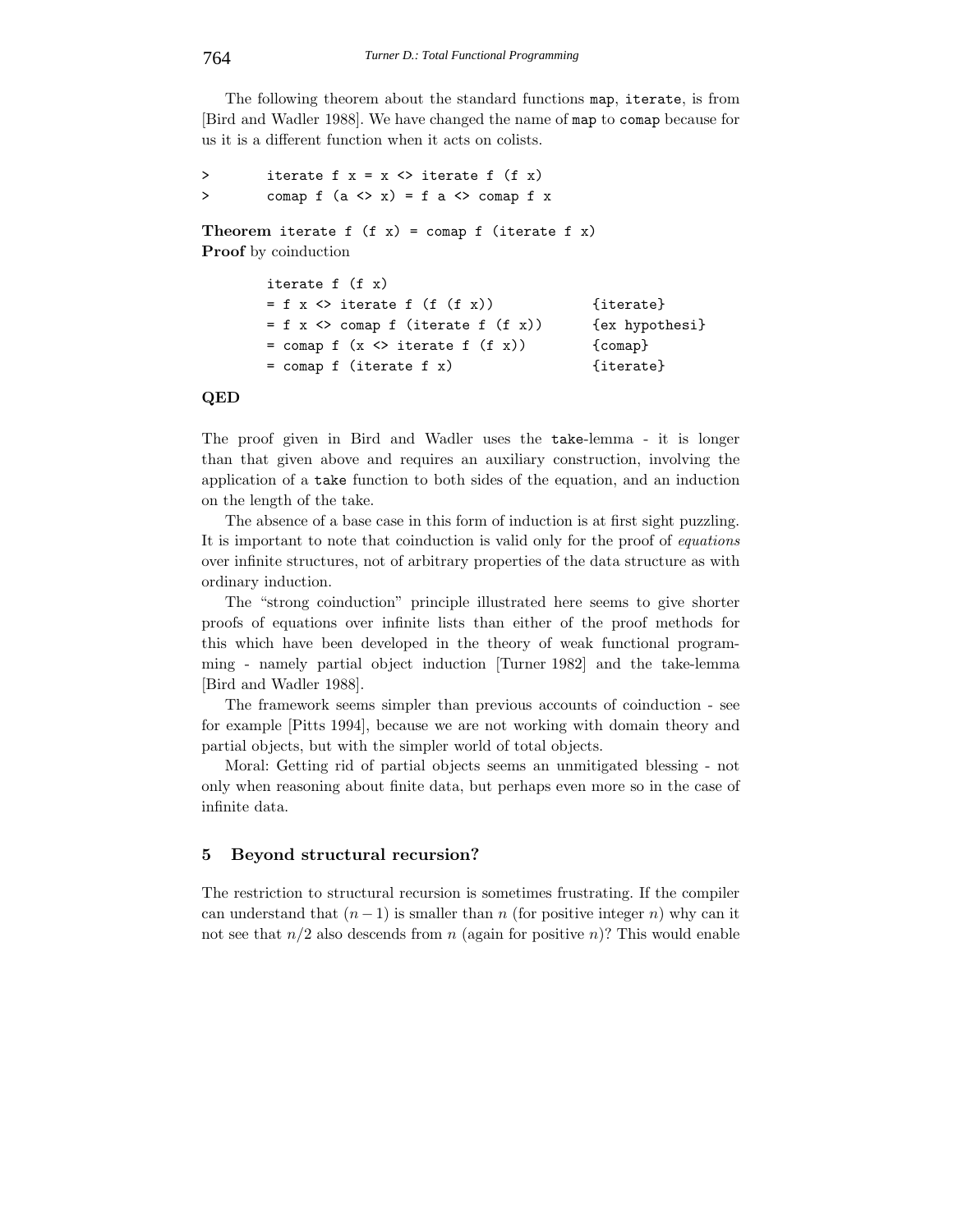The following theorem about the standard functions `map`, `iterate`, is from [Bird and Wadler 1988]. We have changed the name of `map` to `comap` because for us it is a different function when it acts on colists.

```
>       iterate f x = x <> iterate f (f x)
>       comap f (a <> x) = f a <> comap f x
```

**Theorem** `iterate f (f x) = comap f (iterate f x)`
**Proof** by coinduction

```
        iterate f (f x)
        = f x <> iterate f (f (f x))          {iterate}
        = f x <> comap f (iterate f (f x))    {ex hypothesi}
        = comap f (x <> iterate f (f x))      {comap}
        = comap f (iterate f x)               {iterate}
```

**QED**

The proof given in Bird and Wadler uses the `take`-lemma - it is longer than that given above and requires an auxiliary construction, involving the application of a `take` function to both sides of the equation, and an induction on the length of the take.

The absence of a base case in this form of induction is at first sight puzzling. It is important to note that coinduction is valid only for the proof of *equations* over infinite structures, not of arbitrary properties of the data structure as with ordinary induction.

The "strong coinduction" principle illustrated here seems to give shorter proofs of equations over infinite lists than either of the proof methods for this which have been developed in the theory of weak functional programming - namely partial object induction [Turner 1982] and the take-lemma [Bird and Wadler 1988].

The framework seems simpler than previous accounts of coinduction - see for example [Pitts 1994], because we are not working with domain theory and partial objects, but with the simpler world of total objects.

Moral: Getting rid of partial objects seems an unmitigated blessing - not only when reasoning about finite data, but perhaps even more so in the case of infinite data.

## 5 Beyond structural recursion?

The restriction to structural recursion is sometimes frustrating. If the compiler can understand that $(n-1)$ is smaller than $n$ (for positive integer $n$) why can it not see that $n/2$ also descends from $n$ (again for positive $n$)? This would enable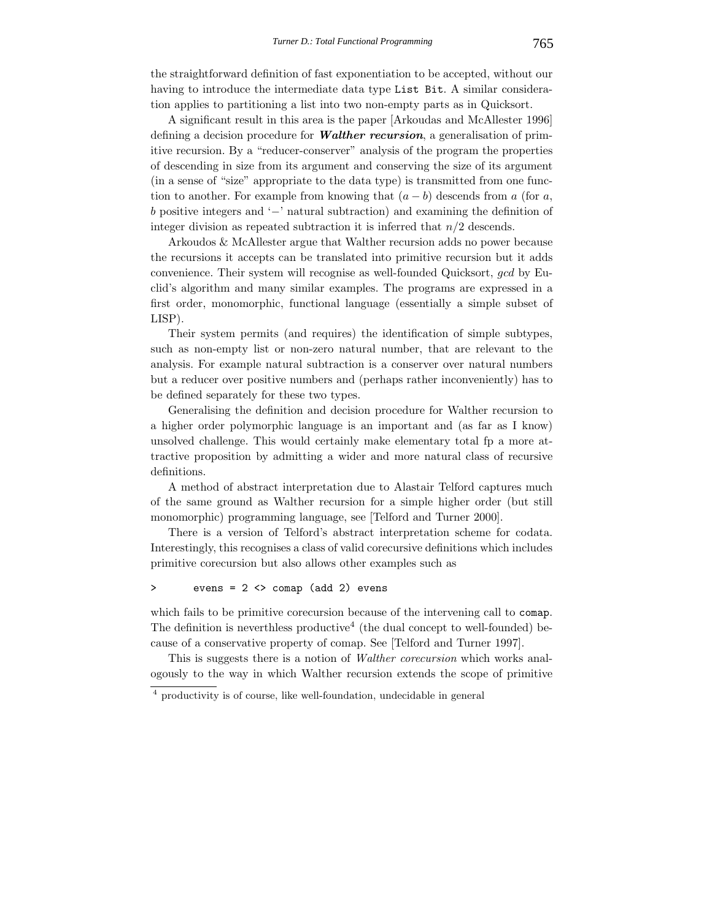the straightforward definition of fast exponentiation to be accepted, without our having to introduce the intermediate data type `List Bit`. A similar consideration applies to partitioning a list into two non-empty parts as in Quicksort.

A significant result in this area is the paper [Arkoudas and McAllester 1996] defining a decision procedure for ***Walther recursion***, a generalisation of primitive recursion. By a "reducer-conserver" analysis of the program the properties of descending in size from its argument and conserving the size of its argument (in a sense of "size" appropriate to the data type) is transmitted from one function to another. For example from knowing that $(a - b)$ descends from $a$ (for $a$, $b$ positive integers and '$-$' natural subtraction) and examining the definition of integer division as repeated subtraction it is inferred that $n/2$ descends.

Arkoudos & McAllester argue that Walther recursion adds no power because the recursions it accepts can be translated into primitive recursion but it adds convenience. Their system will recognise as well-founded Quicksort, *gcd* by Euclid's algorithm and many similar examples. The programs are expressed in a first order, monomorphic, functional language (essentially a simple subset of LISP).

Their system permits (and requires) the identification of simple subtypes, such as non-empty list or non-zero natural number, that are relevant to the analysis. For example natural subtraction is a conserver over natural numbers but a reducer over positive numbers and (perhaps rather inconveniently) has to be defined separately for these two types.

Generalising the definition and decision procedure for Walther recursion to a higher order polymorphic language is an important and (as far as I know) unsolved challenge. This would certainly make elementary total fp a more attractive proposition by admitting a wider and more natural class of recursive definitions.

A method of abstract interpretation due to Alastair Telford captures much of the same ground as Walther recursion for a simple higher order (but still monomorphic) programming language, see [Telford and Turner 2000].

There is a version of Telford's abstract interpretation scheme for codata. Interestingly, this recognises a class of valid corecursive definitions which includes primitive corecursion but also allows other examples such as

```
>       evens = 2 <> comap (add 2) evens
```

which fails to be primitive corecursion because of the intervening call to `comap`. The definition is neverthless productive[4] (the dual concept to well-founded) because of a conservative property of comap. See [Telford and Turner 1997].

This is suggests there is a notion of *Walther corecursion* which works analogously to the way in which Walther recursion extends the scope of primitive

[4] productivity is of course, like well-foundation, undecidable in general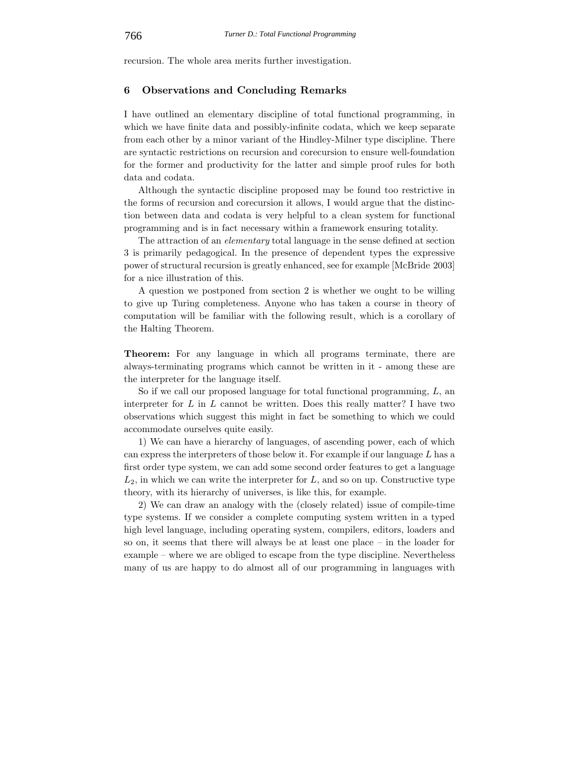recursion. The whole area merits further investigation.

## 6 Observations and Concluding Remarks

I have outlined an elementary discipline of total functional programming, in which we have finite data and possibly-infinite codata, which we keep separate from each other by a minor variant of the Hindley-Milner type discipline. There are syntactic restrictions on recursion and corecursion to ensure well-foundation for the former and productivity for the latter and simple proof rules for both data and codata.

Although the syntactic discipline proposed may be found too restrictive in the forms of recursion and corecursion it allows, I would argue that the distinction between data and codata is very helpful to a clean system for functional programming and is in fact necessary within a framework ensuring totality.

The attraction of an *elementary* total language in the sense defined at section 3 is primarily pedagogical. In the presence of dependent types the expressive power of structural recursion is greatly enhanced, see for example [McBride 2003] for a nice illustration of this.

A question we postponed from section 2 is whether we ought to be willing to give up Turing completeness. Anyone who has taken a course in theory of computation will be familiar with the following result, which is a corollary of the Halting Theorem.

**Theorem:** For any language in which all programs terminate, there are always-terminating programs which cannot be written in it - among these are the interpreter for the language itself.

So if we call our proposed language for total functional programming, $L$, an interpreter for $L$ in $L$ cannot be written. Does this really matter? I have two observations which suggest this might in fact be something to which we could accommodate ourselves quite easily.

1) We can have a hierarchy of languages, of ascending power, each of which can express the interpreters of those below it. For example if our language $L$ has a first order type system, we can add some second order features to get a language $L_2$, in which we can write the interpreter for $L$, and so on up. Constructive type theory, with its hierarchy of universes, is like this, for example.

2) We can draw an analogy with the (closely related) issue of compile-time type systems. If we consider a complete computing system written in a typed high level language, including operating system, compilers, editors, loaders and so on, it seems that there will always be at least one place – in the loader for example – where we are obliged to escape from the type discipline. Nevertheless many of us are happy to do almost all of our programming in languages with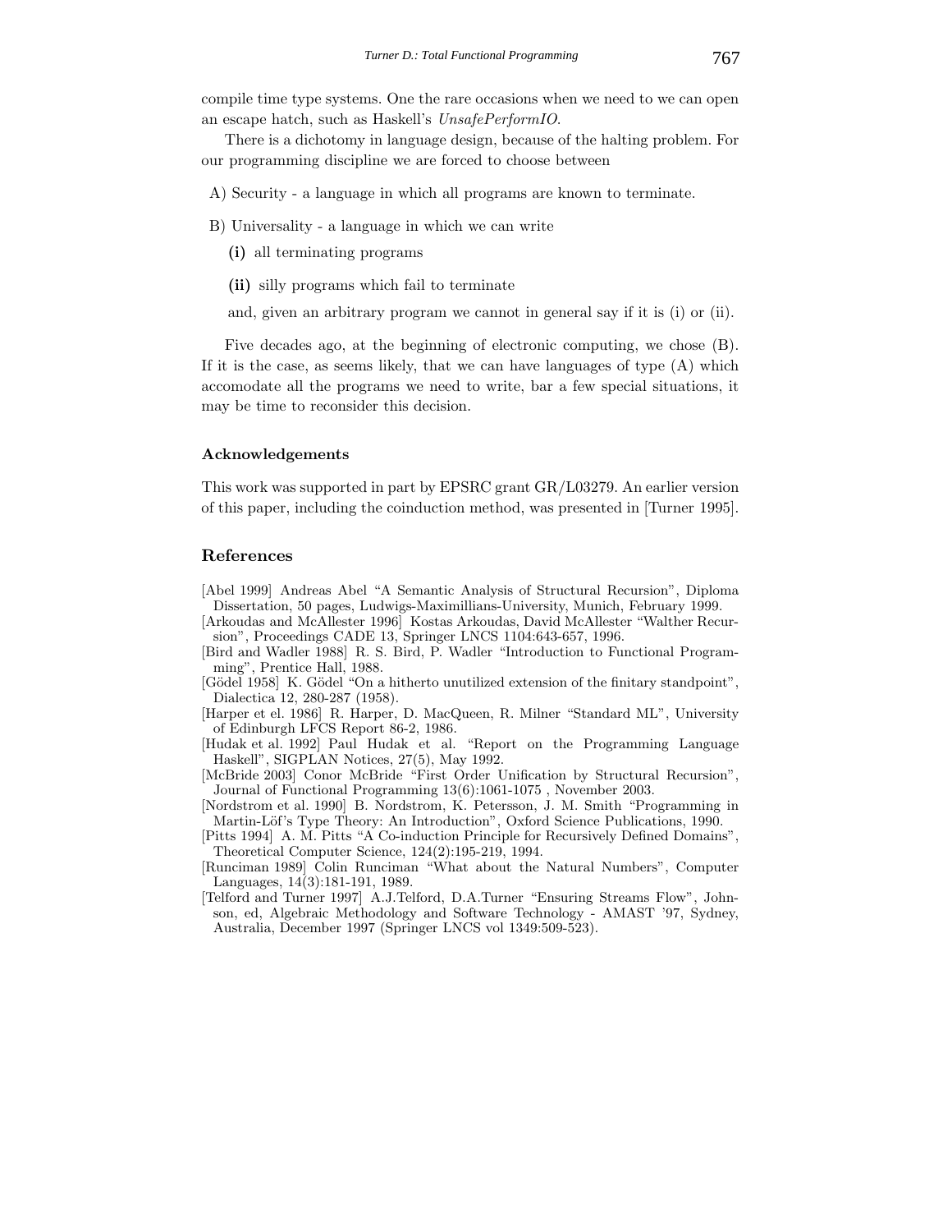compile time type systems. One the rare occasions when we need to we can open an escape hatch, such as Haskell's *UnsafePerformIO*.

There is a dichotomy in language design, because of the halting problem. For our programming discipline we are forced to choose between

A) Security - a language in which all programs are known to terminate.

B) Universality - a language in which we can write

**(i)** all terminating programs

**(ii)** silly programs which fail to terminate

and, given an arbitrary program we cannot in general say if it is (i) or (ii).

Five decades ago, at the beginning of electronic computing, we chose (B). If it is the case, as seems likely, that we can have languages of type (A) which accomodate all the programs we need to write, bar a few special situations, it may be time to reconsider this decision.

### Acknowledgements

This work was supported in part by EPSRC grant GR/L03279. An earlier version of this paper, including the coinduction method, was presented in [Turner 1995].

## References

[Abel 1999] Andreas Abel "A Semantic Analysis of Structural Recursion", Diploma Dissertation, 50 pages, Ludwigs-Maximillians-University, Munich, February 1999.

[Arkoudas and McAllester 1996] Kostas Arkoudas, David McAllester "Walther Recursion", Proceedings CADE 13, Springer LNCS 1104:643-657, 1996.

[Bird and Wadler 1988] R. S. Bird, P. Wadler "Introduction to Functional Programming", Prentice Hall, 1988.

[Gödel 1958] K. Gödel "On a hitherto unutilized extension of the finitary standpoint", Dialectica 12, 280-287 (1958).

[Harper et el. 1986] R. Harper, D. MacQueen, R. Milner "Standard ML", University of Edinburgh LFCS Report 86-2, 1986.

[Hudak et al. 1992] Paul Hudak et al. "Report on the Programming Language Haskell", SIGPLAN Notices, 27(5), May 1992.

[McBride 2003] Conor McBride "First Order Unification by Structural Recursion", Journal of Functional Programming 13(6):1061-1075 , November 2003.

[Nordstrom et al. 1990] B. Nordstrom, K. Petersson, J. M. Smith "Programming in Martin-Löf's Type Theory: An Introduction", Oxford Science Publications, 1990.

[Pitts 1994] A. M. Pitts "A Co-induction Principle for Recursively Defined Domains", Theoretical Computer Science, 124(2):195-219, 1994.

[Runciman 1989] Colin Runciman "What about the Natural Numbers", Computer Languages, 14(3):181-191, 1989.

[Telford and Turner 1997] A.J.Telford, D.A.Turner "Ensuring Streams Flow", Johnson, ed, Algebraic Methodology and Software Technology - AMAST '97, Sydney, Australia, December 1997 (Springer LNCS vol 1349:509-523).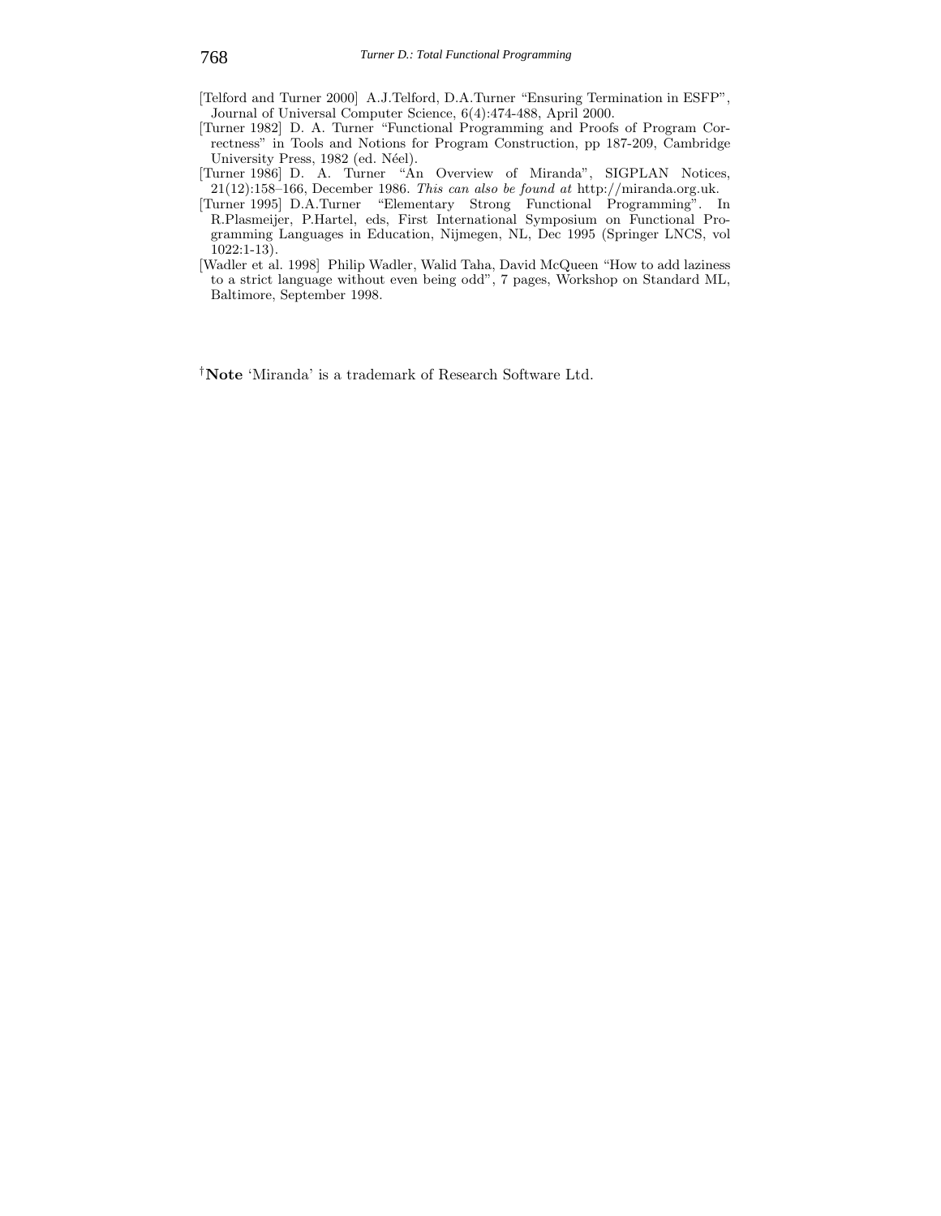[Telford and Turner 2000] A.J.Telford, D.A.Turner "Ensuring Termination in ESFP", Journal of Universal Computer Science, 6(4):474-488, April 2000.

[Turner 1982] D. A. Turner "Functional Programming and Proofs of Program Correctness" in Tools and Notions for Program Construction, pp 187-209, Cambridge University Press, 1982 (ed. Néel).

[Turner 1986] D. A. Turner "An Overview of Miranda", SIGPLAN Notices, 21(12):158–166, December 1986. *This can also be found at* http://miranda.org.uk.

[Turner 1995] D.A.Turner "Elementary Strong Functional Programming". In R.Plasmeijer, P.Hartel, eds, First International Symposium on Functional Programming Languages in Education, Nijmegen, NL, Dec 1995 (Springer LNCS, vol 1022:1-13).

[Wadler et al. 1998] Philip Wadler, Walid Taha, David McQueen "How to add laziness to a strict language without even being odd", 7 pages, Workshop on Standard ML, Baltimore, September 1998.

†**Note** 'Miranda' is a trademark of Research Software Ltd.